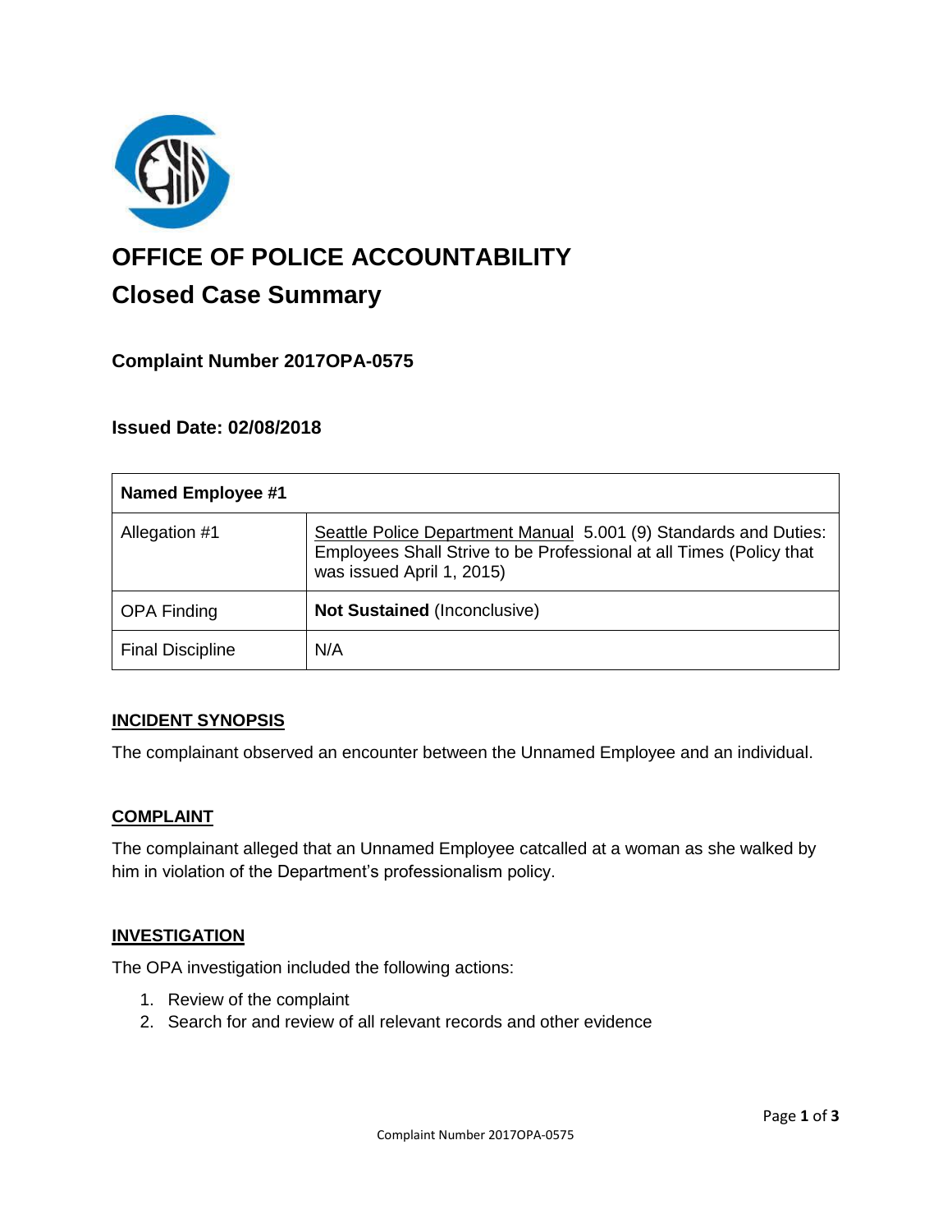# OFFICE OF POLICE ACCOUNTABILITY

## Closed Case Summary

### Complaint Number 2017OPA-0575

### Issued Date: 02/08/2018

| **Named Employee #1** | |
|---|---|
| Allegation #1 | Seattle Police Department Manual 5.001 (9) Standards and Duties: Employees Shall Strive to be Professional at all Times (Policy that was issued April 1, 2015) |
| OPA Finding | **Not Sustained** (Inconclusive) |
| Final Discipline | N/A |

#### INCIDENT SYNOPSIS

The complainant observed an encounter between the Unnamed Employee and an individual.

#### COMPLAINT

The complainant alleged that an Unnamed Employee catcalled at a woman as she walked by him in violation of the Department's professionalism policy.

#### INVESTIGATION

The OPA investigation included the following actions:

1. Review of the complaint
2. Search for and review of all relevant records and other evidence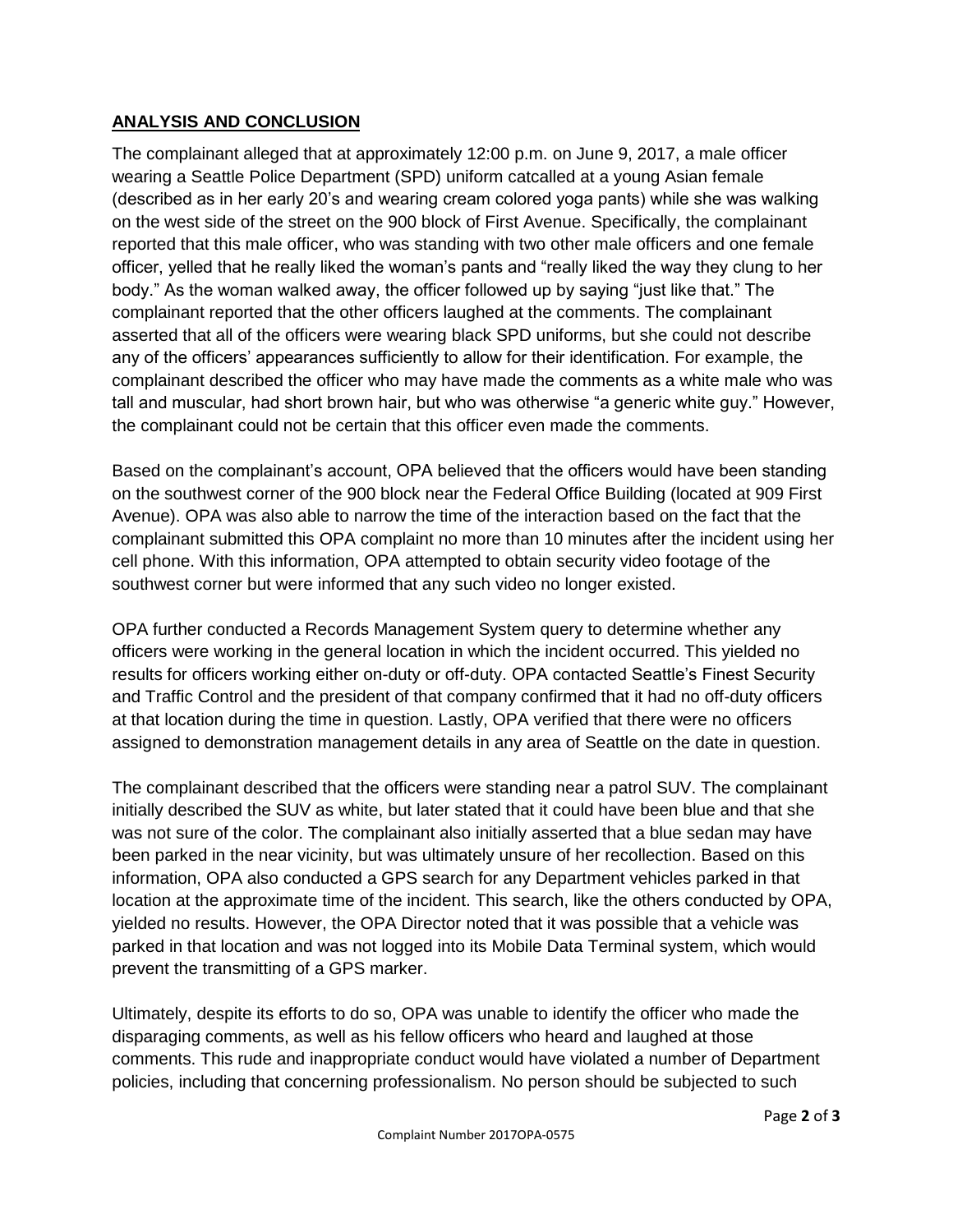## **ANALYSIS AND CONCLUSION**

The complainant alleged that at approximately 12:00 p.m. on June 9, 2017, a male officer wearing a Seattle Police Department (SPD) uniform catcalled at a young Asian female (described as in her early 20's and wearing cream colored yoga pants) while she was walking on the west side of the street on the 900 block of First Avenue. Specifically, the complainant reported that this male officer, who was standing with two other male officers and one female officer, yelled that he really liked the woman's pants and "really liked the way they clung to her body." As the woman walked away, the officer followed up by saying "just like that." The complainant reported that the other officers laughed at the comments. The complainant asserted that all of the officers were wearing black SPD uniforms, but she could not describe any of the officers' appearances sufficiently to allow for their identification. For example, the complainant described the officer who may have made the comments as a white male who was tall and muscular, had short brown hair, but who was otherwise "a generic white guy." However, the complainant could not be certain that this officer even made the comments.

Based on the complainant's account, OPA believed that the officers would have been standing on the southwest corner of the 900 block near the Federal Office Building (located at 909 First Avenue). OPA was also able to narrow the time of the interaction based on the fact that the complainant submitted this OPA complaint no more than 10 minutes after the incident using her cell phone. With this information, OPA attempted to obtain security video footage of the southwest corner but were informed that any such video no longer existed.

OPA further conducted a Records Management System query to determine whether any officers were working in the general location in which the incident occurred. This yielded no results for officers working either on-duty or off-duty. OPA contacted Seattle's Finest Security and Traffic Control and the president of that company confirmed that it had no off-duty officers at that location during the time in question. Lastly, OPA verified that there were no officers assigned to demonstration management details in any area of Seattle on the date in question.

The complainant described that the officers were standing near a patrol SUV. The complainant initially described the SUV as white, but later stated that it could have been blue and that she was not sure of the color. The complainant also initially asserted that a blue sedan may have been parked in the near vicinity, but was ultimately unsure of her recollection. Based on this information, OPA also conducted a GPS search for any Department vehicles parked in that location at the approximate time of the incident. This search, like the others conducted by OPA, yielded no results. However, the OPA Director noted that it was possible that a vehicle was parked in that location and was not logged into its Mobile Data Terminal system, which would prevent the transmitting of a GPS marker.

Ultimately, despite its efforts to do so, OPA was unable to identify the officer who made the disparaging comments, as well as his fellow officers who heard and laughed at those comments. This rude and inappropriate conduct would have violated a number of Department policies, including that concerning professionalism. No person should be subjected to such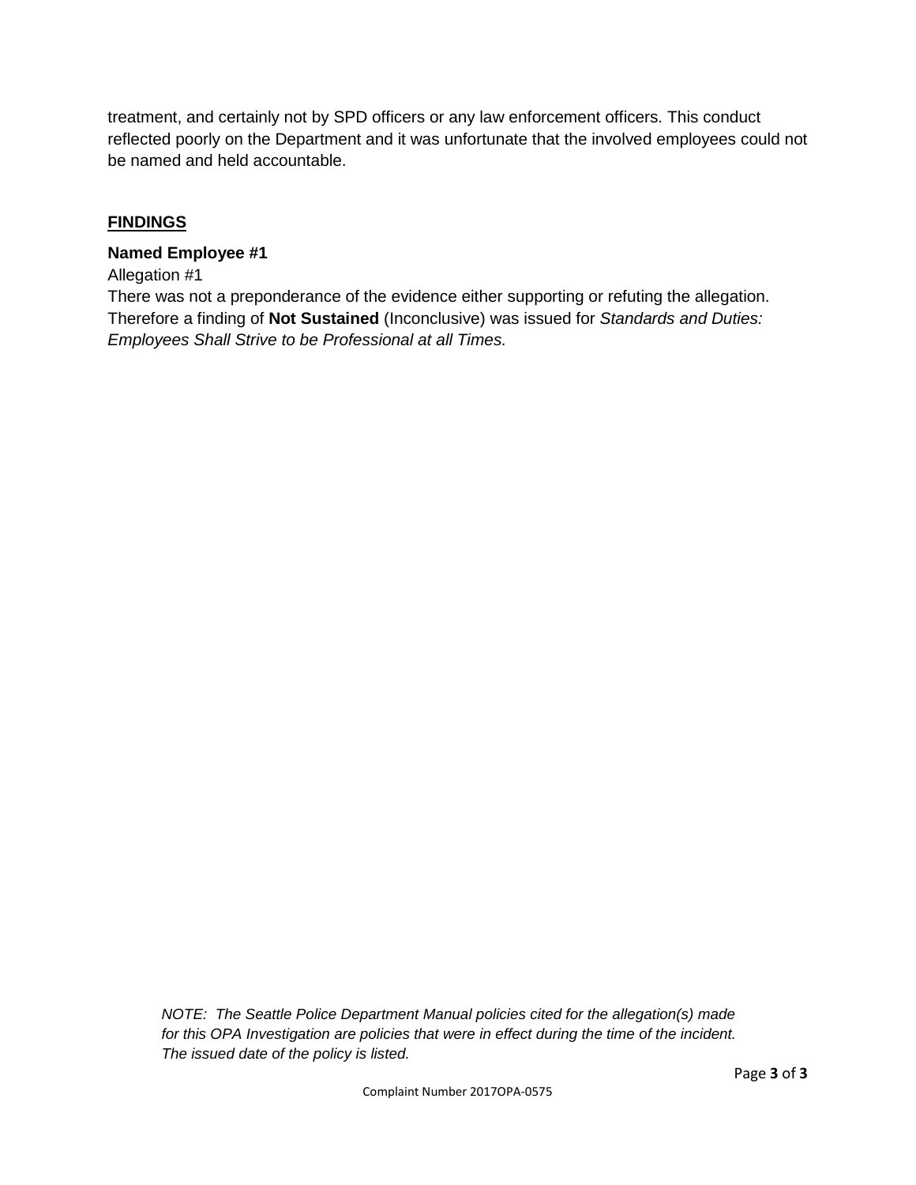treatment, and certainly not by SPD officers or any law enforcement officers. This conduct reflected poorly on the Department and it was unfortunate that the involved employees could not be named and held accountable.

## FINDINGS

### Named Employee #1

Allegation #1

There was not a preponderance of the evidence either supporting or refuting the allegation. Therefore a finding of **Not Sustained** (Inconclusive) was issued for *Standards and Duties: Employees Shall Strive to be Professional at all Times.*

*NOTE: The Seattle Police Department Manual policies cited for the allegation(s) made for this OPA Investigation are policies that were in effect during the time of the incident. The issued date of the policy is listed.*